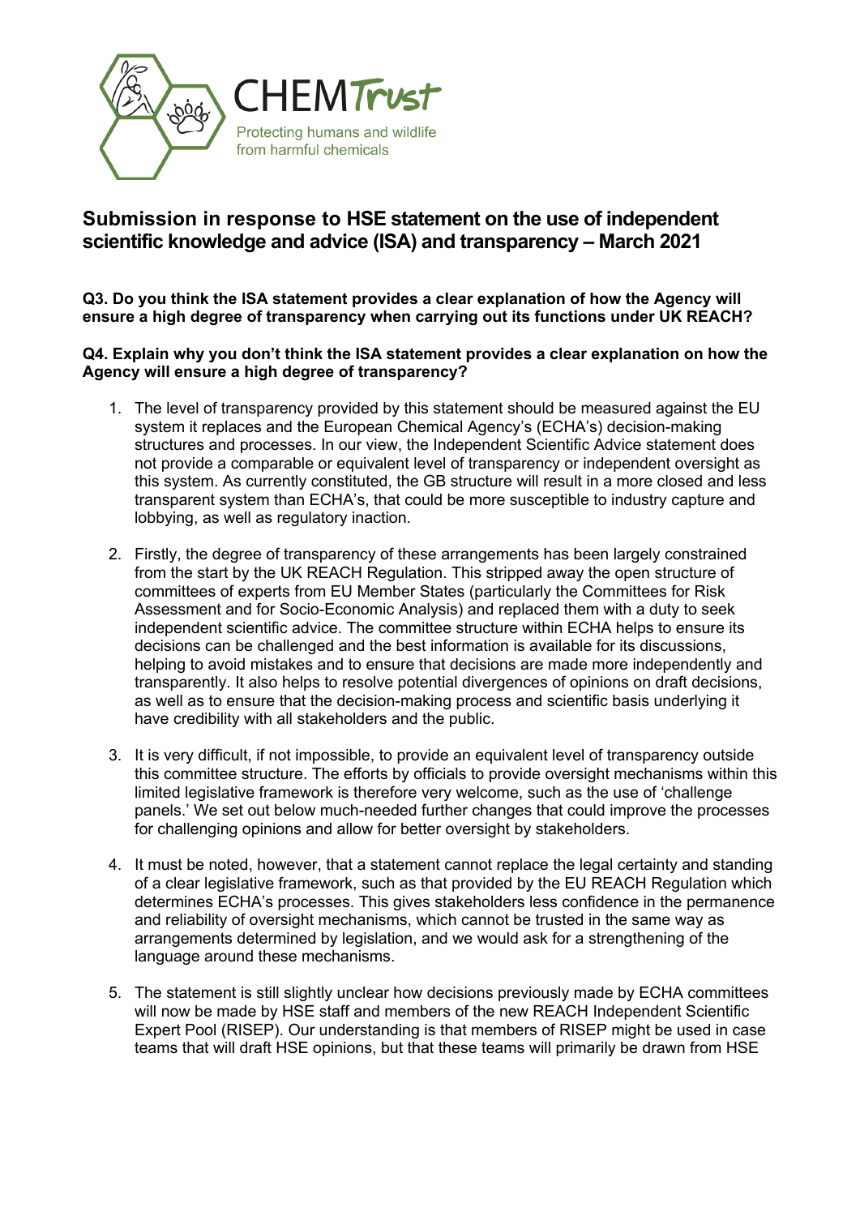CHEMTrust

Protecting humans and wildlife from harmful chemicals

# Submission in response to HSE statement on the use of independent scientific knowledge and advice (ISA) and transparency – March 2021

**Q3. Do you think the ISA statement provides a clear explanation of how the Agency will ensure a high degree of transparency when carrying out its functions under UK REACH?**

**Q4. Explain why you don't think the ISA statement provides a clear explanation on how the Agency will ensure a high degree of transparency?**

1. The level of transparency provided by this statement should be measured against the EU system it replaces and the European Chemical Agency's (ECHA's) decision-making structures and processes. In our view, the Independent Scientific Advice statement does not provide a comparable or equivalent level of transparency or independent oversight as this system. As currently constituted, the GB structure will result in a more closed and less transparent system than ECHA's, that could be more susceptible to industry capture and lobbying, as well as regulatory inaction.

2. Firstly, the degree of transparency of these arrangements has been largely constrained from the start by the UK REACH Regulation. This stripped away the open structure of committees of experts from EU Member States (particularly the Committees for Risk Assessment and for Socio-Economic Analysis) and replaced them with a duty to seek independent scientific advice. The committee structure within ECHA helps to ensure its decisions can be challenged and the best information is available for its discussions, helping to avoid mistakes and to ensure that decisions are made more independently and transparently. It also helps to resolve potential divergences of opinions on draft decisions, as well as to ensure that the decision-making process and scientific basis underlying it have credibility with all stakeholders and the public.

3. It is very difficult, if not impossible, to provide an equivalent level of transparency outside this committee structure. The efforts by officials to provide oversight mechanisms within this limited legislative framework is therefore very welcome, such as the use of 'challenge panels.' We set out below much-needed further changes that could improve the processes for challenging opinions and allow for better oversight by stakeholders.

4. It must be noted, however, that a statement cannot replace the legal certainty and standing of a clear legislative framework, such as that provided by the EU REACH Regulation which determines ECHA's processes. This gives stakeholders less confidence in the permanence and reliability of oversight mechanisms, which cannot be trusted in the same way as arrangements determined by legislation, and we would ask for a strengthening of the language around these mechanisms.

5. The statement is still slightly unclear how decisions previously made by ECHA committees will now be made by HSE staff and members of the new REACH Independent Scientific Expert Pool (RISEP). Our understanding is that members of RISEP might be used in case teams that will draft HSE opinions, but that these teams will primarily be drawn from HSE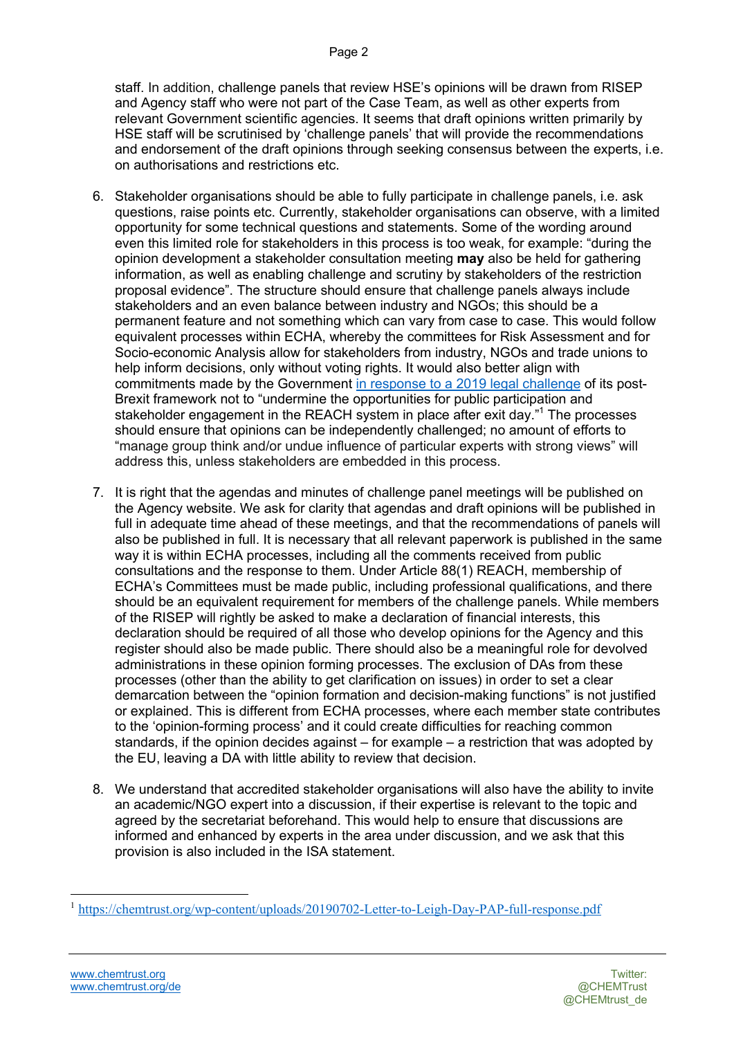staff. In addition, challenge panels that review HSE's opinions will be drawn from RISEP and Agency staff who were not part of the Case Team, as well as other experts from relevant Government scientific agencies. It seems that draft opinions written primarily by HSE staff will be scrutinised by 'challenge panels' that will provide the recommendations and endorsement of the draft opinions through seeking consensus between the experts, i.e. on authorisations and restrictions etc.

6. Stakeholder organisations should be able to fully participate in challenge panels, i.e. ask questions, raise points etc. Currently, stakeholder organisations can observe, with a limited opportunity for some technical questions and statements. Some of the wording around even this limited role for stakeholders in this process is too weak, for example: "during the opinion development a stakeholder consultation meeting **may** also be held for gathering information, as well as enabling challenge and scrutiny by stakeholders of the restriction proposal evidence". The structure should ensure that challenge panels always include stakeholders and an even balance between industry and NGOs; this should be a permanent feature and not something which can vary from case to case. This would follow equivalent processes within ECHA, whereby the committees for Risk Assessment and for Socio-economic Analysis allow for stakeholders from industry, NGOs and trade unions to help inform decisions, only without voting rights. It would also better align with commitments made by the Government [in response to a 2019 legal challenge](https://chemtrust.org/wp-content/uploads/20190702-Letter-to-Leigh-Day-PAP-full-response.pdf) of its post-Brexit framework not to "undermine the opportunities for public participation and stakeholder engagement in the REACH system in place after exit day."[1] The processes should ensure that opinions can be independently challenged; no amount of efforts to "manage group think and/or undue influence of particular experts with strong views" will address this, unless stakeholders are embedded in this process.

7. It is right that the agendas and minutes of challenge panel meetings will be published on the Agency website. We ask for clarity that agendas and draft opinions will be published in full in adequate time ahead of these meetings, and that the recommendations of panels will also be published in full. It is necessary that all relevant paperwork is published in the same way it is within ECHA processes, including all the comments received from public consultations and the response to them. Under Article 88(1) REACH, membership of ECHA's Committees must be made public, including professional qualifications, and there should be an equivalent requirement for members of the challenge panels. While members of the RISEP will rightly be asked to make a declaration of financial interests, this declaration should be required of all those who develop opinions for the Agency and this register should also be made public. There should also be a meaningful role for devolved administrations in these opinion forming processes. The exclusion of DAs from these processes (other than the ability to get clarification on issues) in order to set a clear demarcation between the "opinion formation and decision-making functions" is not justified or explained. This is different from ECHA processes, where each member state contributes to the 'opinion-forming process' and it could create difficulties for reaching common standards, if the opinion decides against – for example – a restriction that was adopted by the EU, leaving a DA with little ability to review that decision.

8. We understand that accredited stakeholder organisations will also have the ability to invite an academic/NGO expert into a discussion, if their expertise is relevant to the topic and agreed by the secretariat beforehand. This would help to ensure that discussions are informed and enhanced by experts in the area under discussion, and we ask that this provision is also included in the ISA statement.

---

[1] https://chemtrust.org/wp-content/uploads/20190702-Letter-to-Leigh-Day-PAP-full-response.pdf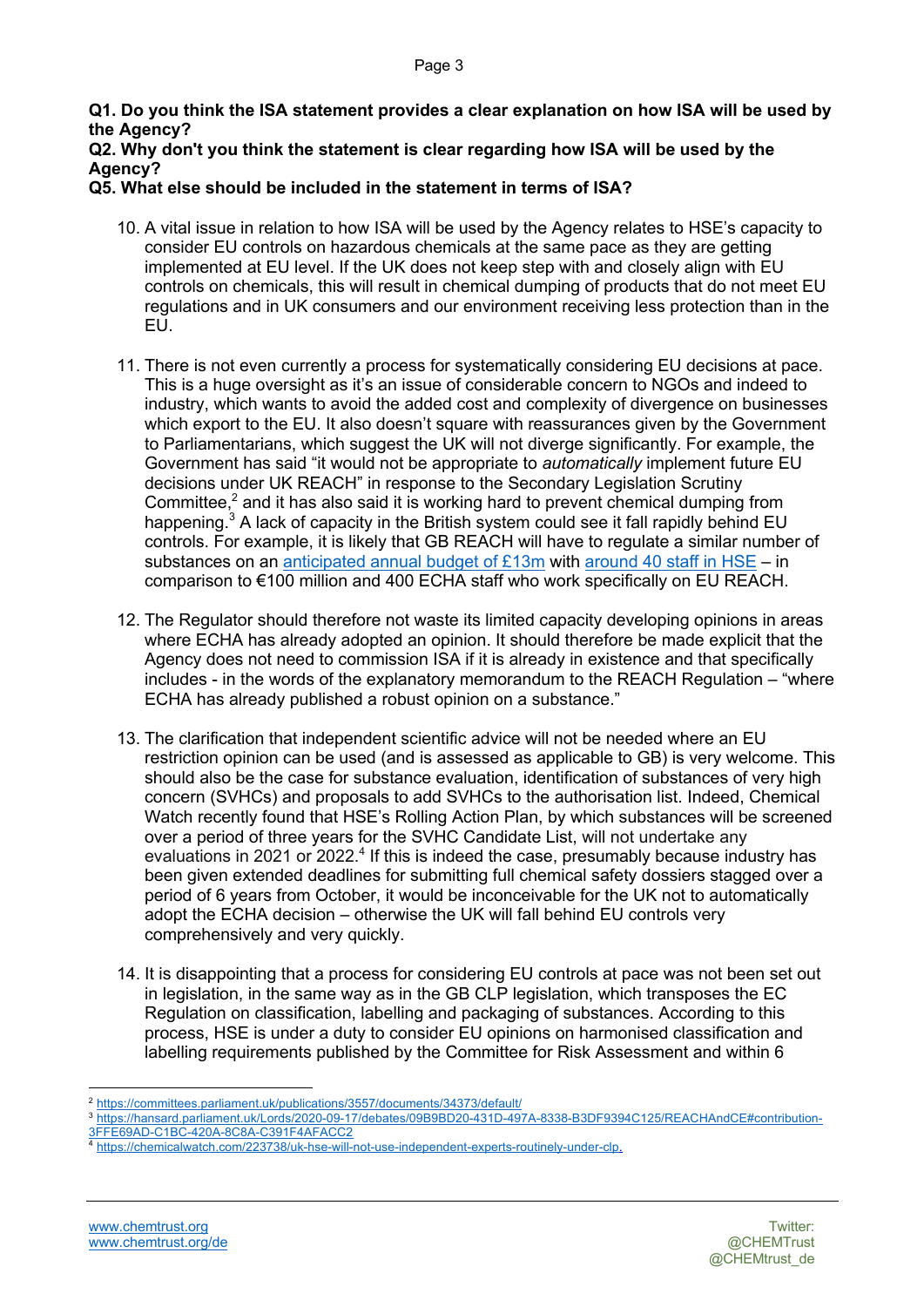**Q1. Do you think the ISA statement provides a clear explanation on how ISA will be used by the Agency?**
**Q2. Why don't you think the statement is clear regarding how ISA will be used by the Agency?**
**Q5. What else should be included in the statement in terms of ISA?**

10. A vital issue in relation to how ISA will be used by the Agency relates to HSE's capacity to consider EU controls on hazardous chemicals at the same pace as they are getting implemented at EU level. If the UK does not keep step with and closely align with EU controls on chemicals, this will result in chemical dumping of products that do not meet EU regulations and in UK consumers and our environment receiving less protection than in the EU.

11. There is not even currently a process for systematically considering EU decisions at pace. This is a huge oversight as it's an issue of considerable concern to NGOs and indeed to industry, which wants to avoid the added cost and complexity of divergence on businesses which export to the EU. It also doesn't square with reassurances given by the Government to Parliamentarians, which suggest the UK will not diverge significantly. For example, the Government has said "it would not be appropriate to *automatically* implement future EU decisions under UK REACH" in response to the Secondary Legislation Scrutiny Committee,[2] and it has also said it is working hard to prevent chemical dumping from happening.[3] A lack of capacity in the British system could see it fall rapidly behind EU controls. For example, it is likely that GB REACH will have to regulate a similar number of substances on an anticipated annual budget of £13m with around 40 staff in HSE – in comparison to €100 million and 400 ECHA staff who work specifically on EU REACH.

12. The Regulator should therefore not waste its limited capacity developing opinions in areas where ECHA has already adopted an opinion. It should therefore be made explicit that the Agency does not need to commission ISA if it is already in existence and that specifically includes - in the words of the explanatory memorandum to the REACH Regulation – "where ECHA has already published a robust opinion on a substance."

13. The clarification that independent scientific advice will not be needed where an EU restriction opinion can be used (and is assessed as applicable to GB) is very welcome. This should also be the case for substance evaluation, identification of substances of very high concern (SVHCs) and proposals to add SVHCs to the authorisation list. Indeed, Chemical Watch recently found that HSE's Rolling Action Plan, by which substances will be screened over a period of three years for the SVHC Candidate List, will not undertake any evaluations in 2021 or 2022.[4] If this is indeed the case, presumably because industry has been given extended deadlines for submitting full chemical safety dossiers stagged over a period of 6 years from October, it would be inconceivable for the UK not to automatically adopt the ECHA decision – otherwise the UK will fall behind EU controls very comprehensively and very quickly.

14. It is disappointing that a process for considering EU controls at pace was not been set out in legislation, in the same way as in the GB CLP legislation, which transposes the EC Regulation on classification, labelling and packaging of substances. According to this process, HSE is under a duty to consider EU opinions on harmonised classification and labelling requirements published by the Committee for Risk Assessment and within 6

---

[2] https://committees.parliament.uk/publications/3557/documents/34373/default/

[3] https://hansard.parliament.uk/Lords/2020-09-17/debates/09B9BD20-431D-497A-8338-B3DF9394C125/REACHAndCE#contribution-3FFE69AD-C1BC-420A-8C8A-C391F4AFACC2

[4] https://chemicalwatch.com/223738/uk-hse-will-not-use-independent-experts-routinely-under-clp.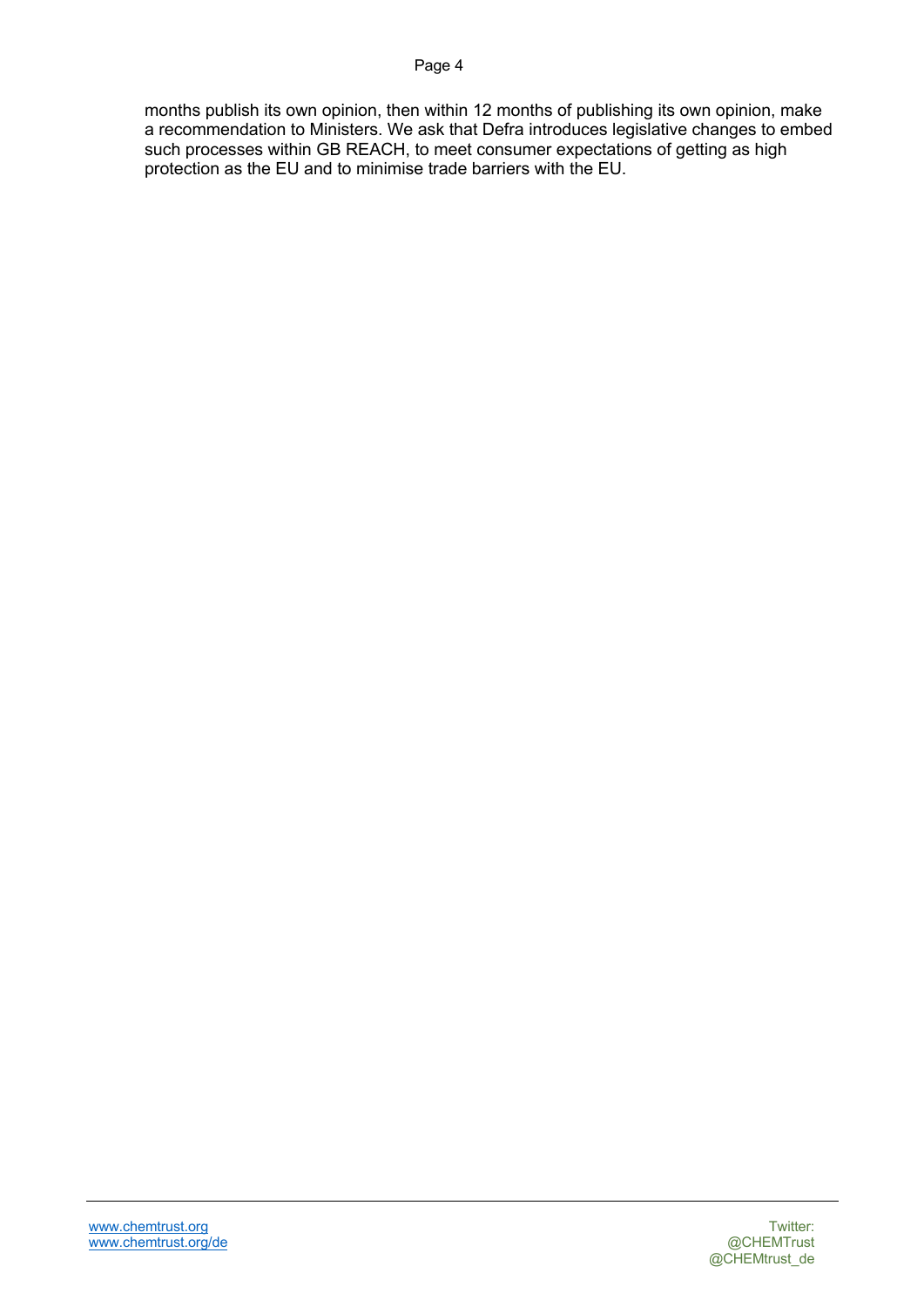months publish its own opinion, then within 12 months of publishing its own opinion, make a recommendation to Ministers. We ask that Defra introduces legislative changes to embed such processes within GB REACH, to meet consumer expectations of getting as high protection as the EU and to minimise trade barriers with the EU.